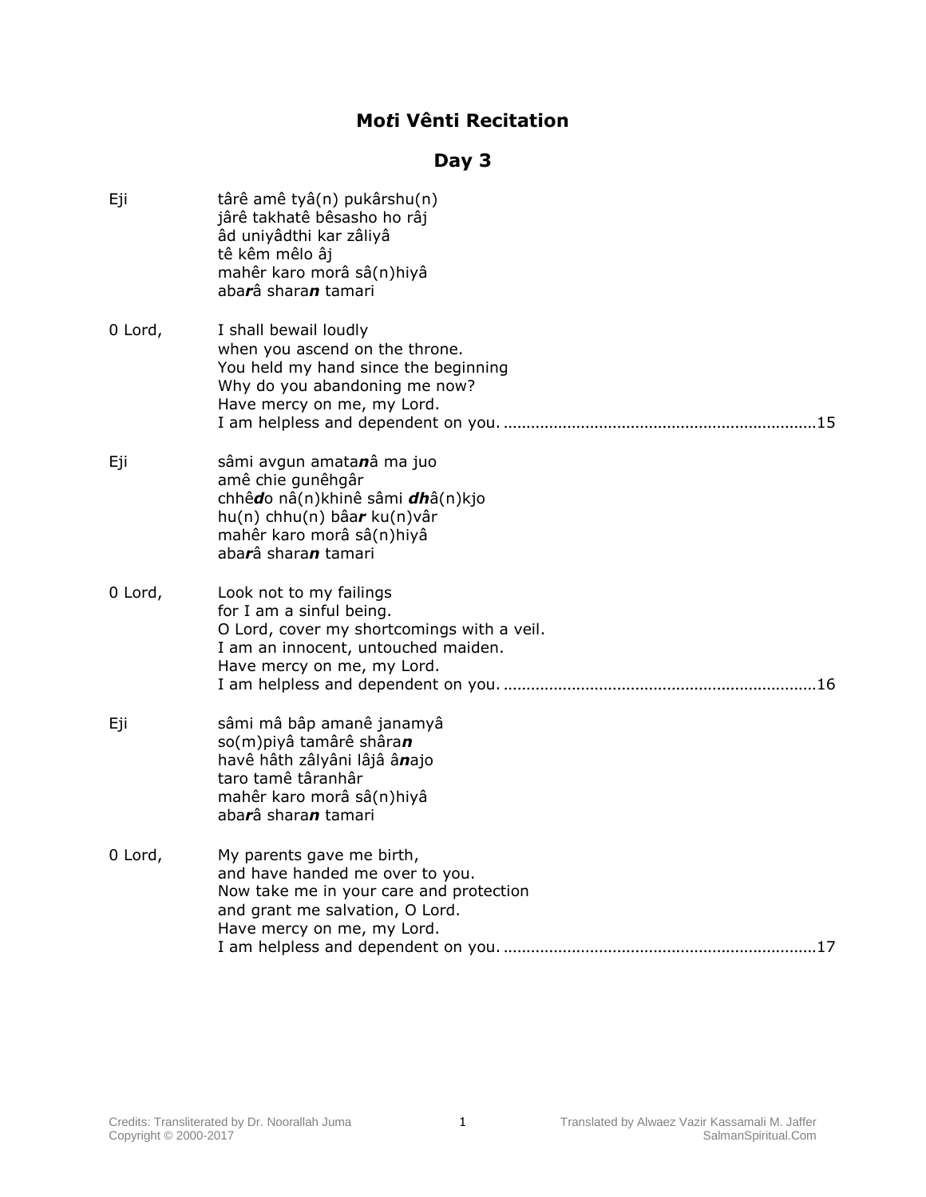# Mo*t*i Vênti Recitation

## Day 3

Eji

târê amê tyâ(n) pukârshu(n)
jârê takhatê bêsasho ho râj
âd uniyâdthi kar zâliyâ
tê kêm mêlo âj
mahêr karo morâ sâ(n)hiyâ
aba***r***â shara***n*** tamari

0 Lord,

I shall bewail loudly
when you ascend on the throne.
You held my hand since the beginning
Why do you abandoning me now?
Have mercy on me, my Lord.
I am helpless and dependent on you. ....................................................................15

Eji

sâmi avgun amata***n***â ma juo
amê chie gunêhgâr
chhê***d***o nâ(n)khinê sâmi ***dh***â(n)kjo
hu(n) chhu(n) bâa***r*** ku(n)vâr
mahêr karo morâ sâ(n)hiyâ
aba***r***â shara***n*** tamari

0 Lord,

Look not to my failings
for I am a sinful being.
O Lord, cover my shortcomings with a veil.
I am an innocent, untouched maiden.
Have mercy on me, my Lord.
I am helpless and dependent on you. ....................................................................16

Eji

sâmi mâ bâp amanê janamyâ
so(m)piyâ tamârê shâra***n***
havê hâth zâlyâni lâjâ â***n***ajo
taro tamê târanhâr
mahêr karo morâ sâ(n)hiyâ
aba***r***â shara***n*** tamari

0 Lord,

My parents gave me birth,
and have handed me over to you.
Now take me in your care and protection
and grant me salvation, O Lord.
Have mercy on me, my Lord.
I am helpless and dependent on you. ....................................................................17

Credits: Transliterated by Dr. Noorallah Juma
Copyright © 2000-2017

Translated by Alwaez Vazir Kassamali M. Jaffer
SalmanSpiritual.Com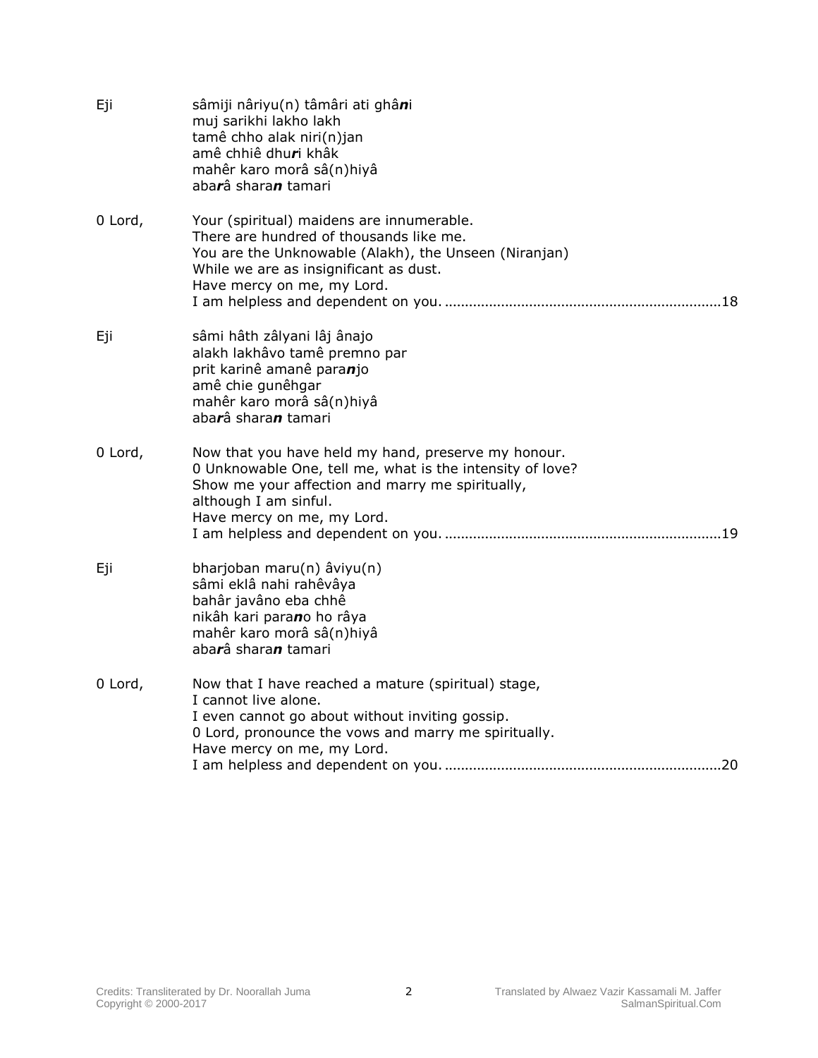Eji sâmiji nâriyu(n) tâmâri ati ghâ***n***i
muj sarikhi lakho lakh
tamê chho alak niri(n)jan
amê chhiê dhu***r***i khâk
mahêr karo morâ sâ(n)hiyâ
aba***r***â shara***n*** tamari

0 Lord, Your (spiritual) maidens are innumerable.
There are hundred of thousands like me.
You are the Unknowable (Alakh), the Unseen (Niranjan)
While we are as insignificant as dust.
Have mercy on me, my Lord.
I am helpless and dependent on you. ....................................................................18

Eji sâmi hâth zâlyani lâj ânajo
alakh lakhâvo tamê premno par
prit karinê amanê para***n***jo
amê chie gunêhgar
mahêr karo morâ sâ(n)hiyâ
aba***r***â shara***n*** tamari

0 Lord, Now that you have held my hand, preserve my honour.
0 Unknowable One, tell me, what is the intensity of love?
Show me your affection and marry me spiritually,
although I am sinful.
Have mercy on me, my Lord.
I am helpless and dependent on you. ....................................................................19

Eji bharjoban maru(n) âviyu(n)
sâmi eklâ nahi rahêvâya
bahâr javâno eba chhê
nikâh kari para***n***o ho râya
mahêr karo morâ sâ(n)hiyâ
aba***r***â shara***n*** tamari

0 Lord, Now that I have reached a mature (spiritual) stage,
I cannot live alone.
I even cannot go about without inviting gossip.
0 Lord, pronounce the vows and marry me spiritually.
Have mercy on me, my Lord.
I am helpless and dependent on you. ....................................................................20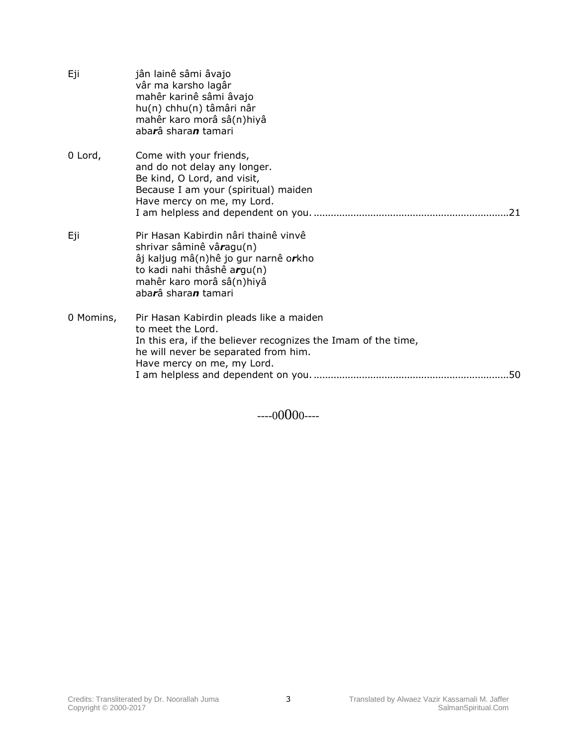Eji jân lainê sâmi âvajo
vâr ma karsho lagâr
mahêr karinê sâmi âvajo
hu(n) chhu(n) tâmâri nâr
mahêr karo morâ sâ(n)hiyâ
aba***r***â shara***n*** tamari

0 Lord, Come with your friends,
and do not delay any longer.
Be kind, O Lord, and visit,
Because I am your (spiritual) maiden
Have mercy on me, my Lord.
I am helpless and dependent on you. ....................................................................21

Eji Pir Hasan Kabirdin nâri thainê vinvê
shrivar sâminê vâ***r***agu(n)
âj kaljug mâ(n)hê jo gur narnê o***r***kho
to kadi nahi thâshê a***r***gu(n)
mahêr karo morâ sâ(n)hiyâ
aba***r***â shara***n*** tamari

0 Momins, Pir Hasan Kabirdin pleads like a maiden
to meet the Lord.
In this era, if the believer recognizes the Imam of the time,
he will never be separated from him.
Have mercy on me, my Lord.
I am helpless and dependent on you. ....................................................................50

----00000----

Credits: Transliterated by Dr. Noorallah Juma
Copyright © 2000-2017

Translated by Alwaez Vazir Kassamali M. Jaffer
SalmanSpiritual.Com